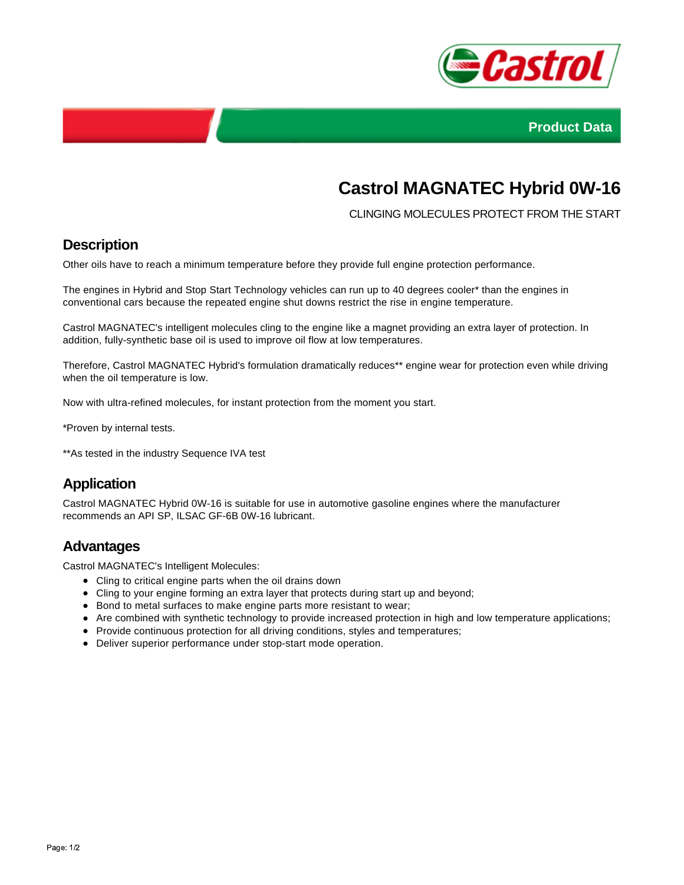Product Data

# Castrol MAGNATEC Hybrid 0W-16

CLINGING MOLECULES PROTECT FROM THE START

## Description

Other oils have to reach a minimum temperature before they provide full engine protection performance.

The engines in Hybrid and Stop Start Technology vehicles can run up to 40 degrees cooler* than the engines in conventional cars because the repeated engine shut downs restrict the rise in engine temperature.

Castrol MAGNATEC's intelligent molecules cling to the engine like a magnet providing an extra layer of protection. In addition, fully-synthetic base oil is used to improve oil flow at low temperatures.

Therefore, Castrol MAGNATEC Hybrid's formulation dramatically reduces** engine wear for protection even while driving when the oil temperature is low.

Now with ultra-refined molecules, for instant protection from the moment you start.

*Proven by internal tests.

**As tested in the industry Sequence IVA test

## Application

Castrol MAGNATEC Hybrid 0W-16 is suitable for use in automotive gasoline engines where the manufacturer recommends an API SP, ILSAC GF-6B 0W-16 lubricant.

## Advantages

Castrol MAGNATEC's Intelligent Molecules:

- Cling to critical engine parts when the oil drains down
- Cling to your engine forming an extra layer that protects during start up and beyond;
- Bond to metal surfaces to make engine parts more resistant to wear;
- Are combined with synthetic technology to provide increased protection in high and low temperature applications;
- Provide continuous protection for all driving conditions, styles and temperatures;
- Deliver superior performance under stop-start mode operation.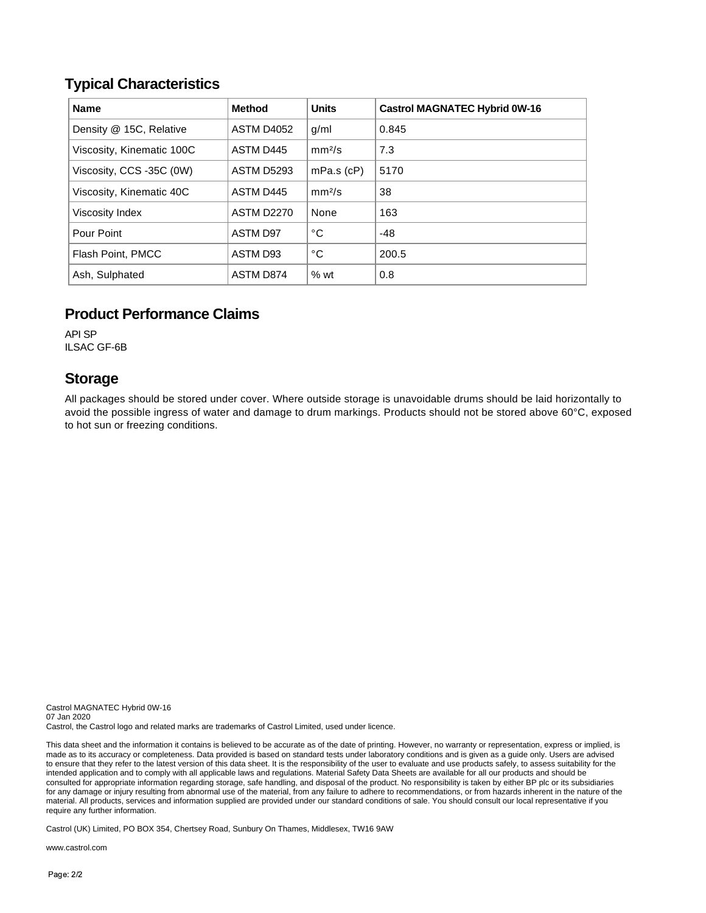## Typical Characteristics

| Name | Method | Units | Castrol MAGNATEC Hybrid 0W-16 |
| --- | --- | --- | --- |
| Density @ 15C, Relative | ASTM D4052 | g/ml | 0.845 |
| Viscosity, Kinematic 100C | ASTM D445 | $mm^2/s$ | 7.3 |
| Viscosity, CCS -35C (0W) | ASTM D5293 | mPa.s (cP) | 5170 |
| Viscosity, Kinematic 40C | ASTM D445 | $mm^2/s$ | 38 |
| Viscosity Index | ASTM D2270 | None | 163 |
| Pour Point | ASTM D97 | °C | -48 |
| Flash Point, PMCC | ASTM D93 | °C | 200.5 |
| Ash, Sulphated | ASTM D874 | % wt | 0.8 |

## Product Performance Claims

API SP
ILSAC GF-6B

## Storage

All packages should be stored under cover. Where outside storage is unavoidable drums should be laid horizontally to avoid the possible ingress of water and damage to drum markings. Products should not be stored above 60°C, exposed to hot sun or freezing conditions.

Castrol MAGNATEC Hybrid 0W-16
07 Jan 2020
Castrol, the Castrol logo and related marks are trademarks of Castrol Limited, used under licence.

This data sheet and the information it contains is believed to be accurate as of the date of printing. However, no warranty or representation, express or implied, is made as to its accuracy or completeness. Data provided is based on standard tests under laboratory conditions and is given as a guide only. Users are advised to ensure that they refer to the latest version of this data sheet. It is the responsibility of the user to evaluate and use products safely, to assess suitability for the intended application and to comply with all applicable laws and regulations. Material Safety Data Sheets are available for all our products and should be consulted for appropriate information regarding storage, safe handling, and disposal of the product. No responsibility is taken by either BP plc or its subsidiaries for any damage or injury resulting from abnormal use of the material, from any failure to adhere to recommendations, or from hazards inherent in the nature of the material. All products, services and information supplied are provided under our standard conditions of sale. You should consult our local representative if you require any further information.

Castrol (UK) Limited, PO BOX 354, Chertsey Road, Sunbury On Thames, Middlesex, TW16 9AW

www.castrol.com